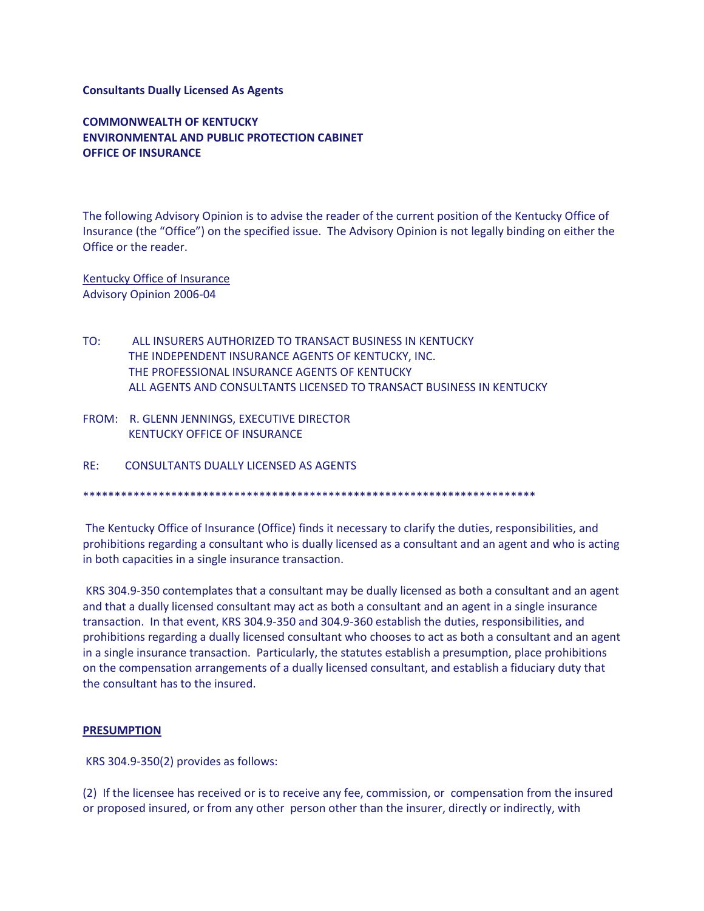**Consultants Dually Licensed As Agents**

**COMMONWEALTH OF KENTUCKY**
**ENVIRONMENTAL AND PUBLIC PROTECTION CABINET**
**OFFICE OF INSURANCE**

The following Advisory Opinion is to advise the reader of the current position of the Kentucky Office of Insurance (the "Office") on the specified issue. The Advisory Opinion is not legally binding on either the Office or the reader.

Kentucky Office of Insurance
Advisory Opinion 2006-04

TO: ALL INSURERS AUTHORIZED TO TRANSACT BUSINESS IN KENTUCKY
THE INDEPENDENT INSURANCE AGENTS OF KENTUCKY, INC.
THE PROFESSIONAL INSURANCE AGENTS OF KENTUCKY
ALL AGENTS AND CONSULTANTS LICENSED TO TRANSACT BUSINESS IN KENTUCKY

FROM: R. GLENN JENNINGS, EXECUTIVE DIRECTOR
KENTUCKY OFFICE OF INSURANCE

RE: CONSULTANTS DUALLY LICENSED AS AGENTS

*************************************************************************

The Kentucky Office of Insurance (Office) finds it necessary to clarify the duties, responsibilities, and prohibitions regarding a consultant who is dually licensed as a consultant and an agent and who is acting in both capacities in a single insurance transaction.

KRS 304.9-350 contemplates that a consultant may be dually licensed as both a consultant and an agent and that a dually licensed consultant may act as both a consultant and an agent in a single insurance transaction. In that event, KRS 304.9-350 and 304.9-360 establish the duties, responsibilities, and prohibitions regarding a dually licensed consultant who chooses to act as both a consultant and an agent in a single insurance transaction. Particularly, the statutes establish a presumption, place prohibitions on the compensation arrangements of a dually licensed consultant, and establish a fiduciary duty that the consultant has to the insured.

**PRESUMPTION**

KRS 304.9-350(2) provides as follows:

(2) If the licensee has received or is to receive any fee, commission, or compensation from the insured or proposed insured, or from any other person other than the insurer, directly or indirectly, with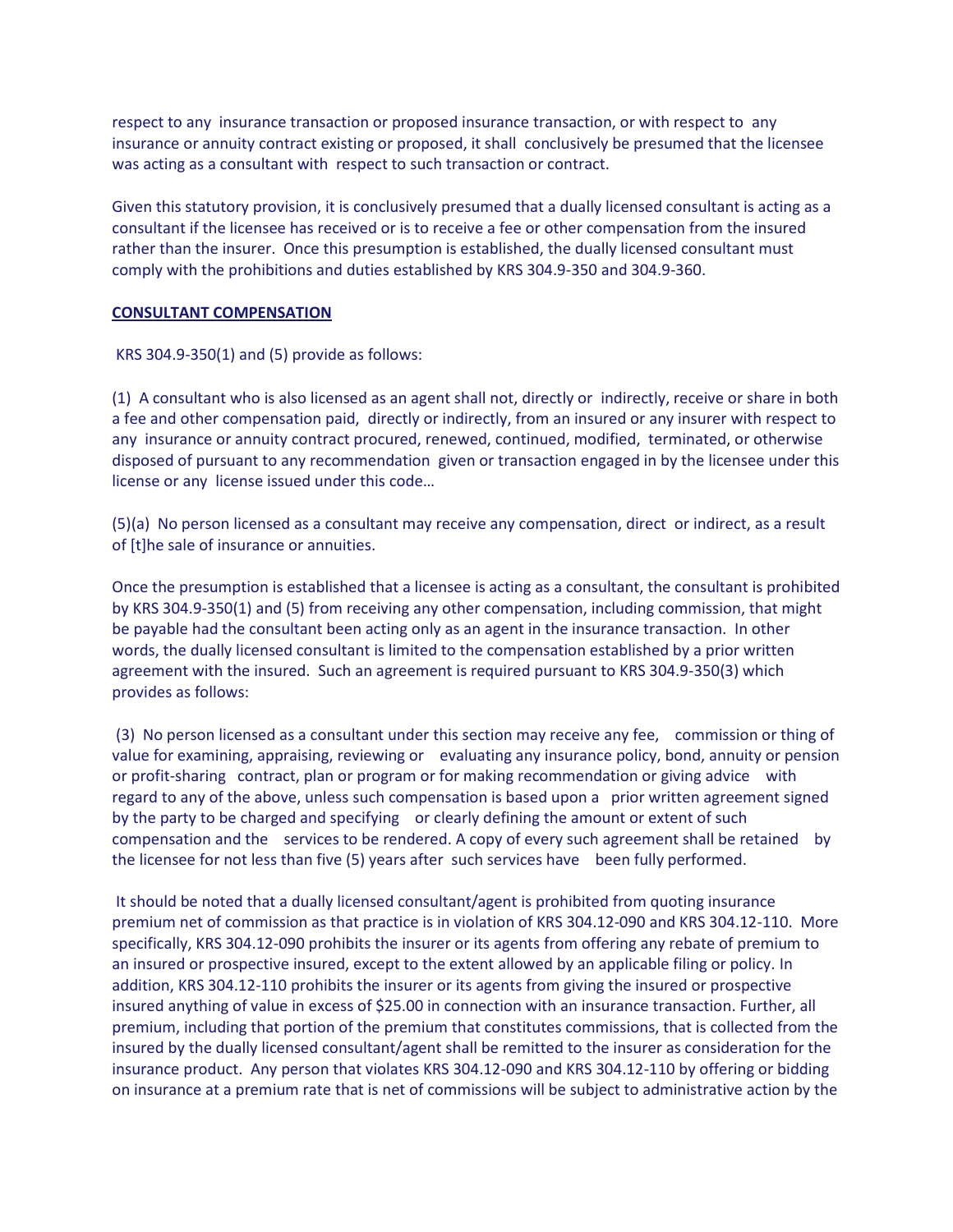respect to any insurance transaction or proposed insurance transaction, or with respect to any insurance or annuity contract existing or proposed, it shall conclusively be presumed that the licensee was acting as a consultant with respect to such transaction or contract.

Given this statutory provision, it is conclusively presumed that a dually licensed consultant is acting as a consultant if the licensee has received or is to receive a fee or other compensation from the insured rather than the insurer. Once this presumption is established, the dually licensed consultant must comply with the prohibitions and duties established by KRS 304.9-350 and 304.9-360.

**CONSULTANT COMPENSATION**

KRS 304.9-350(1) and (5) provide as follows:

(1) A consultant who is also licensed as an agent shall not, directly or indirectly, receive or share in both a fee and other compensation paid, directly or indirectly, from an insured or any insurer with respect to any insurance or annuity contract procured, renewed, continued, modified, terminated, or otherwise disposed of pursuant to any recommendation given or transaction engaged in by the licensee under this license or any license issued under this code…

(5)(a) No person licensed as a consultant may receive any compensation, direct or indirect, as a result of [t]he sale of insurance or annuities.

Once the presumption is established that a licensee is acting as a consultant, the consultant is prohibited by KRS 304.9-350(1) and (5) from receiving any other compensation, including commission, that might be payable had the consultant been acting only as an agent in the insurance transaction. In other words, the dually licensed consultant is limited to the compensation established by a prior written agreement with the insured. Such an agreement is required pursuant to KRS 304.9-350(3) which provides as follows:

(3) No person licensed as a consultant under this section may receive any fee, commission or thing of value for examining, appraising, reviewing or evaluating any insurance policy, bond, annuity or pension or profit-sharing contract, plan or program or for making recommendation or giving advice with regard to any of the above, unless such compensation is based upon a prior written agreement signed by the party to be charged and specifying or clearly defining the amount or extent of such compensation and the services to be rendered. A copy of every such agreement shall be retained by the licensee for not less than five (5) years after such services have been fully performed.

It should be noted that a dually licensed consultant/agent is prohibited from quoting insurance premium net of commission as that practice is in violation of KRS 304.12-090 and KRS 304.12-110. More specifically, KRS 304.12-090 prohibits the insurer or its agents from offering any rebate of premium to an insured or prospective insured, except to the extent allowed by an applicable filing or policy. In addition, KRS 304.12-110 prohibits the insurer or its agents from giving the insured or prospective insured anything of value in excess of $25.00 in connection with an insurance transaction. Further, all premium, including that portion of the premium that constitutes commissions, that is collected from the insured by the dually licensed consultant/agent shall be remitted to the insurer as consideration for the insurance product. Any person that violates KRS 304.12-090 and KRS 304.12-110 by offering or bidding on insurance at a premium rate that is net of commissions will be subject to administrative action by the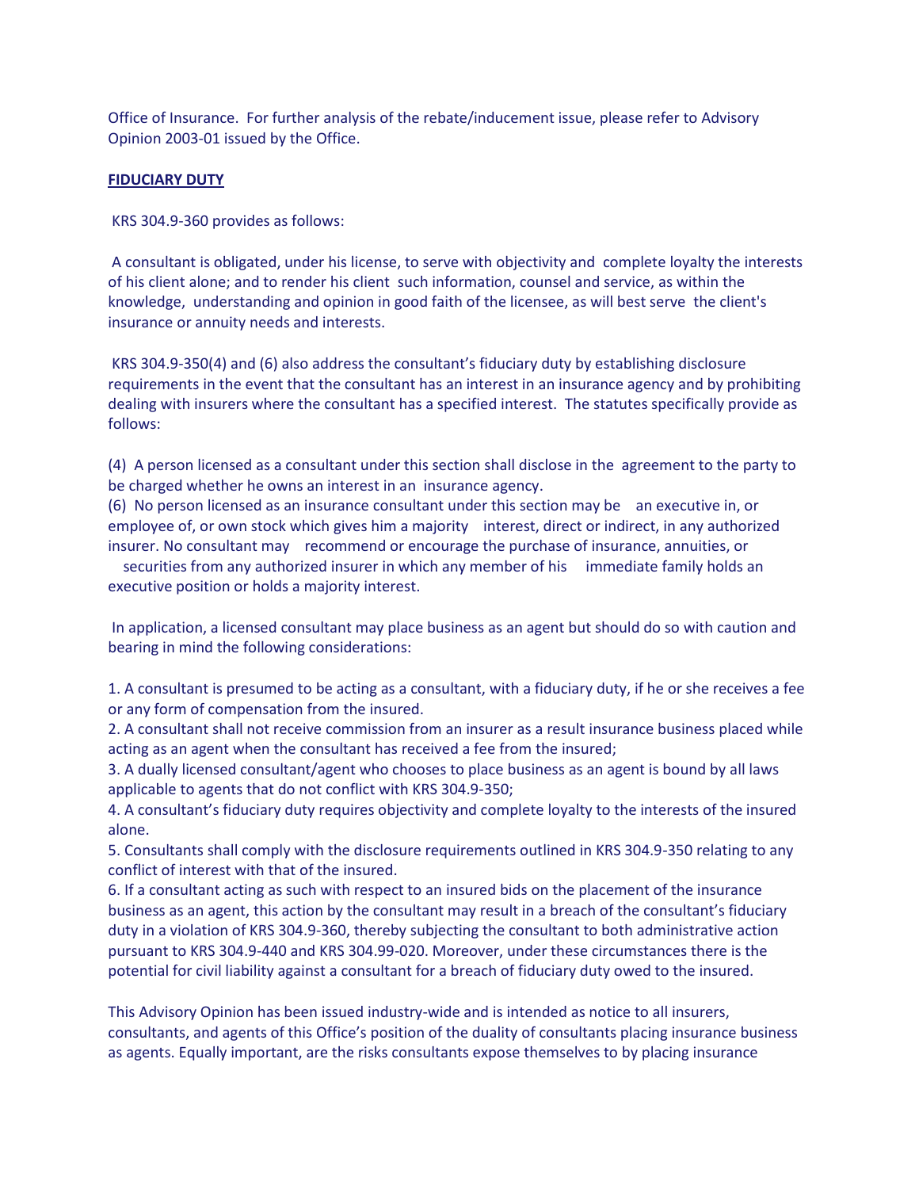Office of Insurance. For further analysis of the rebate/inducement issue, please refer to Advisory Opinion 2003-01 issued by the Office.

**FIDUCIARY DUTY**

KRS 304.9-360 provides as follows:

A consultant is obligated, under his license, to serve with objectivity and complete loyalty the interests of his client alone; and to render his client such information, counsel and service, as within the knowledge, understanding and opinion in good faith of the licensee, as will best serve the client's insurance or annuity needs and interests.

KRS 304.9-350(4) and (6) also address the consultant's fiduciary duty by establishing disclosure requirements in the event that the consultant has an interest in an insurance agency and by prohibiting dealing with insurers where the consultant has a specified interest. The statutes specifically provide as follows:

(4) A person licensed as a consultant under this section shall disclose in the agreement to the party to be charged whether he owns an interest in an insurance agency.
(6) No person licensed as an insurance consultant under this section may be an executive in, or employee of, or own stock which gives him a majority interest, direct or indirect, in any authorized insurer. No consultant may recommend or encourage the purchase of insurance, annuities, or securities from any authorized insurer in which any member of his immediate family holds an executive position or holds a majority interest.

In application, a licensed consultant may place business as an agent but should do so with caution and bearing in mind the following considerations:

1. A consultant is presumed to be acting as a consultant, with a fiduciary duty, if he or she receives a fee or any form of compensation from the insured.
2. A consultant shall not receive commission from an insurer as a result insurance business placed while acting as an agent when the consultant has received a fee from the insured;
3. A dually licensed consultant/agent who chooses to place business as an agent is bound by all laws applicable to agents that do not conflict with KRS 304.9-350;
4. A consultant's fiduciary duty requires objectivity and complete loyalty to the interests of the insured alone.
5. Consultants shall comply with the disclosure requirements outlined in KRS 304.9-350 relating to any conflict of interest with that of the insured.
6. If a consultant acting as such with respect to an insured bids on the placement of the insurance business as an agent, this action by the consultant may result in a breach of the consultant's fiduciary duty in a violation of KRS 304.9-360, thereby subjecting the consultant to both administrative action pursuant to KRS 304.9-440 and KRS 304.99-020. Moreover, under these circumstances there is the potential for civil liability against a consultant for a breach of fiduciary duty owed to the insured.

This Advisory Opinion has been issued industry-wide and is intended as notice to all insurers, consultants, and agents of this Office's position of the duality of consultants placing insurance business as agents. Equally important, are the risks consultants expose themselves to by placing insurance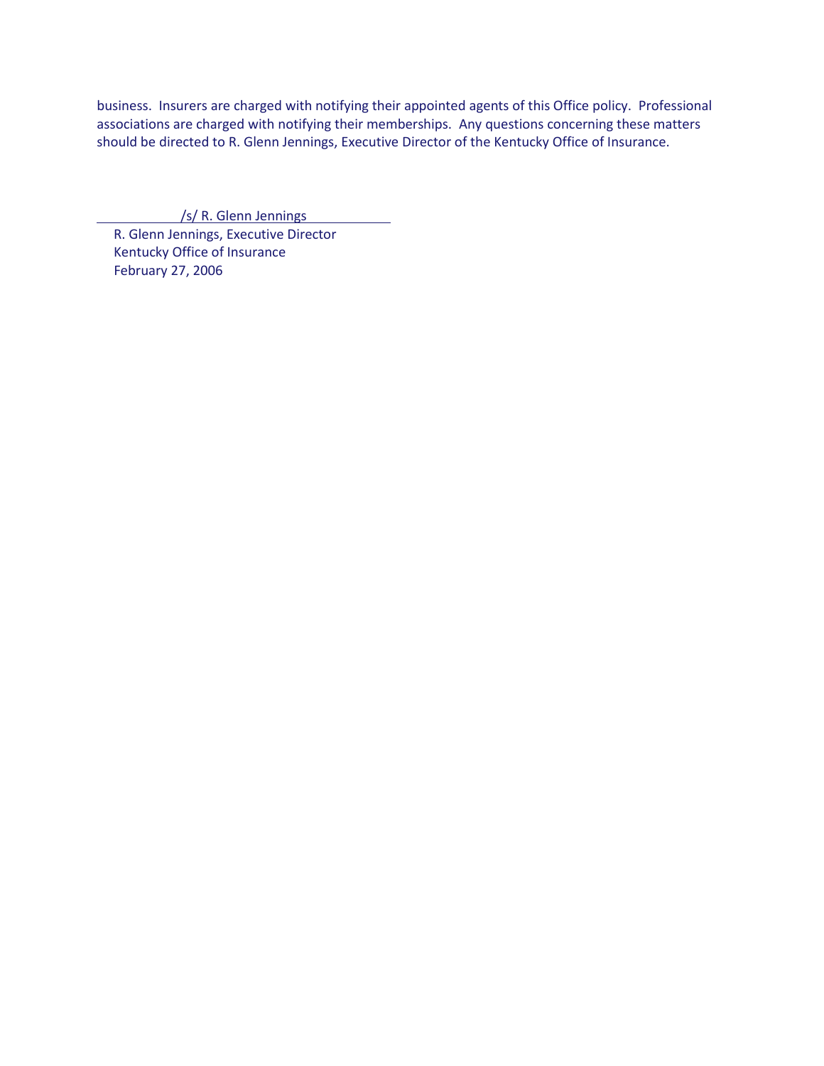business. Insurers are charged with notifying their appointed agents of this Office policy. Professional associations are charged with notifying their memberships. Any questions concerning these matters should be directed to R. Glenn Jennings, Executive Director of the Kentucky Office of Insurance.

/s/ R. Glenn Jennings

R. Glenn Jennings, Executive Director
Kentucky Office of Insurance
February 27, 2006